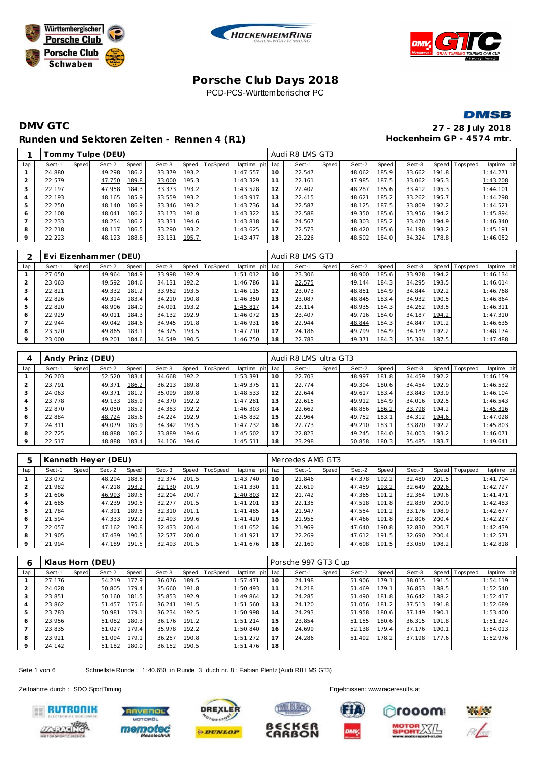# Porsche Club Days 2018

PCD-PCS-Württemberischer PC

## DMV GTC

**Runden und Sektoren Zeiten - Rennen 4 (R1)**

**27 - 28 July 2018**
**Hockenheim GP - 4574 mtr.**

### 1 Tommy Tulpe (DEU) — Audi R8 LMS GT3

| lap | Sect-1 | Speed | Sect-2 | Speed | Sect-3 | Speed | TopSpeed | laptime | pit | lap | Sect-1 | Speed | Sect-2 | Speed | Sect-3 | Speed | Topspeed | laptime | pit |
|---|---|---|---|---|---|---|---|---|---|---|---|---|---|---|---|---|---|---|---|
| 1 | 24.880 | | 49.298 | 186.2 | 33.379 | 193.2 | | 1:47.557 | | 10 | 22.547 | | 48.062 | 185.9 | 33.662 | 191.8 | | 1:44.271 | |
| 2 | 22.579 | | 47.750 | 189.8 | 33.000 | 195.3 | | 1:43.329 | | 11 | 22.161 | | 47.985 | 187.5 | 33.062 | 195.3 | | 1:43.208 | |
| 3 | 22.197 | | 47.958 | 184.3 | 33.373 | 195.3 | | 1:43.528 | | 12 | 22.402 | | 48.287 | 185.6 | 33.412 | 195.3 | | 1:44.101 | |
| 4 | 22.193 | | 48.165 | 185.9 | 33.559 | 193.2 | | 1:43.917 | | 13 | 22.415 | | 48.621 | 185.2 | 33.262 | 195.7 | | 1:44.298 | |
| 5 | 22.250 | | 48.140 | 186.9 | 33.346 | 193.2 | | 1:43.736 | | 14 | 22.587 | | 48.125 | 187.5 | 33.809 | 192.2 | | 1:44.521 | |
| 6 | 22.108 | | 48.041 | 186.2 | 33.173 | 191.8 | | 1:43.322 | | 15 | 22.588 | | 49.350 | 185.6 | 33.956 | 194.2 | | 1:45.894 | |
| 7 | 22.233 | | 48.254 | 186.2 | 33.331 | 194.6 | | 1:43.818 | | 16 | 24.567 | | 48.303 | 185.2 | 33.470 | 194.9 | | 1:46.340 | |
| 8 | 22.218 | | 48.117 | 186.5 | 33.290 | 193.2 | | 1:43.625 | | 17 | 22.573 | | 48.420 | 185.6 | 34.198 | 193.2 | | 1:45.191 | |
| 9 | 22.223 | | 48.123 | 188.8 | 33.131 | 195.7 | | 1:43.477 | | 18 | 23.226 | | 48.502 | 184.0 | 34.324 | 178.8 | | 1:46.052 | |

### 2 Evi Eizenhammer (DEU) — Audi R8 LMS GT3

| lap | Sect-1 | Speed | Sect-2 | Speed | Sect-3 | Speed | TopSpeed | laptime | pit | lap | Sect-1 | Speed | Sect-2 | Speed | Sect-3 | Speed | Topspeed | laptime | pit |
|---|---|---|---|---|---|---|---|---|---|---|---|---|---|---|---|---|---|---|---|
| 1 | 27.050 | | 49.964 | 184.9 | 33.998 | 192.9 | | 1:51.012 | | 10 | 23.306 | | 48.900 | 185.6 | 33.928 | 194.2 | | 1:46.134 | |
| 2 | 23.063 | | 49.592 | 184.6 | 34.131 | 192.2 | | 1:46.786 | | 11 | 22.575 | | 49.144 | 184.3 | 34.295 | 193.5 | | 1:46.014 | |
| 3 | 22.821 | | 49.332 | 181.2 | 33.962 | 193.5 | | 1:46.115 | | 12 | 23.073 | | 48.851 | 184.9 | 34.844 | 192.2 | | 1:46.768 | |
| 4 | 22.826 | | 49.314 | 183.4 | 34.210 | 190.8 | | 1:46.350 | | 13 | 23.087 | | 48.845 | 183.4 | 34.932 | 190.5 | | 1:46.864 | |
| 5 | 22.820 | | 48.906 | 184.0 | 34.091 | 193.2 | | 1:45.817 | | 14 | 23.114 | | 48.935 | 184.3 | 34.262 | 193.5 | | 1:46.311 | |
| 6 | 22.929 | | 49.011 | 184.3 | 34.132 | 192.9 | | 1:46.072 | | 15 | 23.407 | | 49.716 | 184.0 | 34.187 | 194.2 | | 1:47.310 | |
| 7 | 22.944 | | 49.042 | 184.6 | 34.945 | 191.8 | | 1:46.931 | | 16 | 22.944 | | 48.844 | 184.3 | 34.847 | 191.2 | | 1:46.635 | |
| 8 | 23.520 | | 49.865 | 183.1 | 34.325 | 193.5 | | 1:47.710 | | 17 | 24.186 | | 49.799 | 184.9 | 34.189 | 192.2 | | 1:48.174 | |
| 9 | 23.000 | | 49.201 | 184.6 | 34.549 | 190.5 | | 1:46.750 | | 18 | 22.783 | | 49.371 | 184.3 | 35.334 | 187.5 | | 1:47.488 | |

### 4 Andy Prinz (DEU) — Audi R8 LMS ultra GT3

| lap | Sect-1 | Speed | Sect-2 | Speed | Sect-3 | Speed | TopSpeed | laptime | pit | lap | Sect-1 | Speed | Sect-2 | Speed | Sect-3 | Speed | Topspeed | laptime | pit |
|---|---|---|---|---|---|---|---|---|---|---|---|---|---|---|---|---|---|---|---|
| 1 | 26.203 | | 52.520 | 183.4 | 34.668 | 192.2 | | 1:53.391 | | 10 | 22.703 | | 48.997 | 181.8 | 34.459 | 192.2 | | 1:46.159 | |
| 2 | 23.791 | | 49.371 | 186.2 | 36.213 | 189.8 | | 1:49.375 | | 11 | 22.774 | | 49.304 | 180.6 | 34.454 | 192.9 | | 1:46.532 | |
| 3 | 24.063 | | 49.371 | 181.2 | 35.099 | 189.8 | | 1:48.533 | | 12 | 22.644 | | 49.617 | 183.4 | 33.843 | 193.9 | | 1:46.104 | |
| 4 | 23.778 | | 49.133 | 185.9 | 34.370 | 192.2 | | 1:47.281 | | 13 | 22.615 | | 49.912 | 184.9 | 34.016 | 192.5 | | 1:46.543 | |
| 5 | 22.870 | | 49.050 | 185.2 | 34.383 | 192.2 | | 1:46.303 | | 14 | 22.662 | | 48.856 | 186.2 | 33.798 | 194.2 | | 1:45.316 | |
| 6 | 22.884 | | 48.724 | 185.6 | 34.224 | 192.9 | | 1:45.832 | | 15 | 22.964 | | 49.752 | 183.1 | 34.312 | 194.6 | | 1:47.028 | |
| 7 | 24.311 | | 49.079 | 185.9 | 34.342 | 193.5 | | 1:47.732 | | 16 | 22.773 | | 49.210 | 183.1 | 33.820 | 192.2 | | 1:45.803 | |
| 8 | 22.725 | | 48.888 | 186.2 | 33.889 | 194.6 | | 1:45.502 | | 17 | 22.823 | | 49.245 | 184.0 | 34.003 | 193.2 | | 1:46.071 | |
| 9 | 22.517 | | 48.888 | 183.4 | 34.106 | 194.6 | | 1:45.511 | | 18 | 23.298 | | 50.858 | 180.3 | 35.485 | 183.7 | | 1:49.641 | |

### 5 Kenneth Heyer (DEU) — Mercedes AMG GT3

| lap | Sect-1 | Speed | Sect-2 | Speed | Sect-3 | Speed | TopSpeed | laptime | pit | lap | Sect-1 | Speed | Sect-2 | Speed | Sect-3 | Speed | Topspeed | laptime | pit |
|---|---|---|---|---|---|---|---|---|---|---|---|---|---|---|---|---|---|---|---|
| 1 | 23.072 | | 48.294 | 188.8 | 32.374 | 201.5 | | 1:43.740 | | 10 | 21.846 | | 47.378 | 192.2 | 32.480 | 201.5 | | 1:41.704 | |
| 2 | 21.982 | | 47.218 | 193.2 | 32.130 | 201.9 | | 1:41.330 | | 11 | 22.619 | | 47.459 | 193.2 | 32.649 | 202.6 | | 1:42.727 | |
| 3 | 21.606 | | 46.993 | 189.5 | 32.204 | 200.7 | | 1:40.803 | | 12 | 21.742 | | 47.365 | 191.2 | 32.364 | 199.6 | | 1:41.471 | |
| 4 | 21.685 | | 47.239 | 190.5 | 32.277 | 201.5 | | 1:41.201 | | 13 | 22.135 | | 47.518 | 191.8 | 32.830 | 200.0 | | 1:42.483 | |
| 5 | 21.784 | | 47.391 | 189.5 | 32.310 | 201.1 | | 1:41.485 | | 14 | 21.947 | | 47.554 | 191.2 | 33.176 | 198.9 | | 1:42.677 | |
| 6 | 21.594 | | 47.333 | 192.2 | 32.493 | 199.6 | | 1:41.420 | | 15 | 21.955 | | 47.466 | 191.8 | 32.806 | 200.4 | | 1:42.227 | |
| 7 | 22.057 | | 47.162 | 190.8 | 32.433 | 200.4 | | 1:41.652 | | 16 | 21.969 | | 47.640 | 190.8 | 32.830 | 200.7 | | 1:42.439 | |
| 8 | 21.905 | | 47.439 | 190.5 | 32.577 | 200.0 | | 1:41.921 | | 17 | 22.269 | | 47.612 | 191.5 | 32.690 | 200.4 | | 1:42.571 | |
| 9 | 21.994 | | 47.189 | 191.5 | 32.493 | 201.5 | | 1:41.676 | | 18 | 22.160 | | 47.608 | 191.5 | 33.050 | 198.2 | | 1:42.818 | |

### 6 Klaus Horn (DEU) — Porsche 997 GT3 Cup

| lap | Sect-1 | Speed | Sect-2 | Speed | Sect-3 | Speed | TopSpeed | laptime | pit | lap | Sect-1 | Speed | Sect-2 | Speed | Sect-3 | Speed | Topspeed | laptime | pit |
|---|---|---|---|---|---|---|---|---|---|---|---|---|---|---|---|---|---|---|---|
| 1 | 27.176 | | 54.219 | 177.9 | 36.076 | 189.5 | | 1:57.471 | | 10 | 24.198 | | 51.906 | 179.1 | 38.015 | 191.5 | | 1:54.119 | |
| 2 | 24.028 | | 50.805 | 179.4 | 35.660 | 191.8 | | 1:50.493 | | 11 | 24.218 | | 51.469 | 179.1 | 36.853 | 188.5 | | 1:52.540 | |
| 3 | 23.851 | | 50.160 | 181.5 | 35.853 | 192.9 | | 1:49.864 | | 12 | 24.285 | | 51.490 | 181.8 | 36.642 | 188.2 | | 1:52.417 | |
| 4 | 23.862 | | 51.457 | 175.6 | 36.241 | 191.5 | | 1:51.560 | | 13 | 24.120 | | 51.056 | 181.2 | 37.513 | 191.8 | | 1:52.689 | |
| 5 | 23.783 | | 50.981 | 179.1 | 36.234 | 192.5 | | 1:50.998 | | 14 | 24.285 | | 51.958 | 180.6 | 37.149 | 190.1 | | 1:53.400 | |
| 6 | 23.956 | | 51.082 | 180.3 | 36.176 | 191.2 | | 1:51.214 | | 15 | 23.854 | | 51.155 | 180.6 | 36.315 | 191.8 | | 1:51.324 | |
| 7 | 23.835 | | 51.027 | 179.4 | 35.978 | 192.2 | | 1:50.840 | | 16 | 24.699 | | 52.138 | 179.4 | 37.176 | 190.1 | | 1:54.013 | |
| 8 | 23.921 | | 51.094 | 179.1 | 36.257 | 190.8 | | 1:51.272 | | 17 | 24.286 | | 51.492 | 178.2 | 37.198 | 177.6 | | 1:52.976 | |
| 9 | 24.142 | | 51.182 | 180.0 | 36.152 | 190.5 | | 1:51.476 | | 18 | | | | | | | | | |

Schnellste Runde : 1:40.650 in Runde 3 duch nr. 8 : Fabian Plentz (Audi R8 LMS GT3)

Zeitnahme durch : SDO SportTiming

Ergebnissen: www.raceresults.at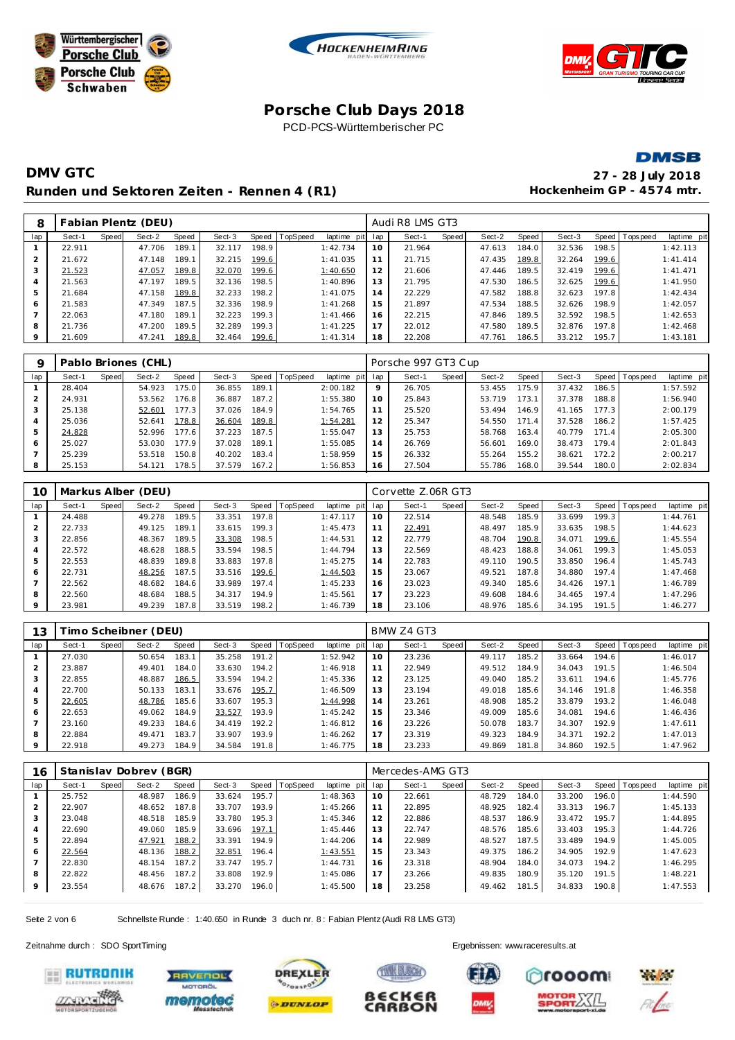# Porsche Club Days 2018

PCD-PCS-Württemberischer PC

## DMV GTC

**Runden und Sektoren Zeiten - Rennen 4 (R1)**

**27 - 28 July 2018**
**Hockenheim GP - 4574 mtr.**

### 8 Fabian Plentz (DEU) — Audi R8 LMS GT3

| lap | Sect-1 | Speed | Sect-2 | Speed | Sect-3 | Speed | TopSpeed | laptime pit | lap | Sect-1 | Speed | Sect-2 | Speed | Sect-3 | Speed | Topspeed | laptime pit |
|---|---|---|---|---|---|---|---|---|---|---|---|---|---|---|---|---|---|
| 1 | 22.911 | | 47.706 | 189.1 | 32.117 | 198.9 | | 1:42.734 | 10 | 21.964 | | 47.613 | 184.0 | 32.536 | 198.5 | | 1:42.113 |
| 2 | 21.672 | | 47.148 | 189.1 | 32.215 | 199.6 | | 1:41.035 | 11 | 21.715 | | 47.435 | 189.8 | 32.264 | 199.6 | | 1:41.414 |
| 3 | 21.523 | | 47.057 | 189.8 | 32.070 | 199.6 | | 1:40.650 | 12 | 21.606 | | 47.446 | 189.5 | 32.419 | 199.6 | | 1:41.471 |
| 4 | 21.563 | | 47.197 | 189.5 | 32.136 | 198.5 | | 1:40.896 | 13 | 21.795 | | 47.530 | 186.5 | 32.625 | 199.6 | | 1:41.950 |
| 5 | 21.684 | | 47.158 | 189.8 | 32.233 | 198.2 | | 1:41.075 | 14 | 22.229 | | 47.582 | 188.8 | 32.623 | 197.8 | | 1:42.434 |
| 6 | 21.583 | | 47.349 | 187.5 | 32.336 | 198.9 | | 1:41.268 | 15 | 21.897 | | 47.534 | 188.5 | 32.626 | 198.9 | | 1:42.057 |
| 7 | 22.063 | | 47.180 | 189.1 | 32.223 | 199.3 | | 1:41.466 | 16 | 22.215 | | 47.846 | 189.5 | 32.592 | 198.5 | | 1:42.653 |
| 8 | 21.736 | | 47.200 | 189.5 | 32.289 | 199.3 | | 1:41.225 | 17 | 22.012 | | 47.580 | 189.5 | 32.876 | 197.8 | | 1:42.468 |
| 9 | 21.609 | | 47.241 | 189.8 | 32.464 | 199.6 | | 1:41.314 | 18 | 22.208 | | 47.761 | 186.5 | 33.212 | 195.7 | | 1:43.181 |

### 9 Pablo Briones (CHL) — Porsche 997 GT3 Cup

| lap | Sect-1 | Speed | Sect-2 | Speed | Sect-3 | Speed | TopSpeed | laptime pit | lap | Sect-1 | Speed | Sect-2 | Speed | Sect-3 | Speed | Topspeed | laptime pit |
|---|---|---|---|---|---|---|---|---|---|---|---|---|---|---|---|---|---|
| 1 | 28.404 | | 54.923 | 175.0 | 36.855 | 189.1 | | 2:00.182 | 9 | 26.705 | | 53.455 | 175.9 | 37.432 | 186.5 | | 1:57.592 |
| 2 | 24.931 | | 53.562 | 176.8 | 36.887 | 187.2 | | 1:55.380 | 10 | 25.843 | | 53.719 | 173.1 | 37.378 | 188.8 | | 1:56.940 |
| 3 | 25.138 | | 52.601 | 177.3 | 37.026 | 184.9 | | 1:54.765 | 11 | 25.520 | | 53.494 | 146.9 | 41.165 | 177.3 | | 2:00.179 |
| 4 | 25.036 | | 52.641 | 178.8 | 36.604 | 189.8 | | 1:54.281 | 12 | 25.347 | | 54.550 | 171.4 | 37.528 | 186.2 | | 1:57.425 |
| 5 | 24.828 | | 52.996 | 177.6 | 37.223 | 187.5 | | 1:55.047 | 13 | 25.753 | | 58.768 | 163.4 | 40.779 | 171.4 | | 2:05.300 |
| 6 | 25.027 | | 53.030 | 177.9 | 37.028 | 189.1 | | 1:55.085 | 14 | 26.769 | | 56.601 | 169.0 | 38.473 | 179.4 | | 2:01.843 |
| 7 | 25.239 | | 53.518 | 150.8 | 40.202 | 183.4 | | 1:58.959 | 15 | 26.332 | | 55.264 | 155.2 | 38.621 | 172.2 | | 2:00.217 |
| 8 | 25.153 | | 54.121 | 178.5 | 37.579 | 167.2 | | 1:56.853 | 16 | 27.504 | | 55.786 | 168.0 | 39.544 | 180.0 | | 2:02.834 |

### 10 Markus Alber (DEU) — Corvette Z.06R GT3

| lap | Sect-1 | Speed | Sect-2 | Speed | Sect-3 | Speed | TopSpeed | laptime pit | lap | Sect-1 | Speed | Sect-2 | Speed | Sect-3 | Speed | Topspeed | laptime pit |
|---|---|---|---|---|---|---|---|---|---|---|---|---|---|---|---|---|---|
| 1 | 24.488 | | 49.278 | 189.5 | 33.351 | 197.8 | | 1:47.117 | 10 | 22.514 | | 48.548 | 185.9 | 33.699 | 199.3 | | 1:44.761 |
| 2 | 22.733 | | 49.125 | 189.1 | 33.615 | 199.3 | | 1:45.473 | 11 | 22.491 | | 48.497 | 185.9 | 33.635 | 198.5 | | 1:44.623 |
| 3 | 22.856 | | 48.367 | 189.5 | 33.308 | 198.5 | | 1:44.531 | 12 | 22.779 | | 48.704 | 190.8 | 34.071 | 199.6 | | 1:45.554 |
| 4 | 22.572 | | 48.628 | 188.5 | 33.594 | 198.5 | | 1:44.794 | 13 | 22.569 | | 48.423 | 188.8 | 34.061 | 199.3 | | 1:45.053 |
| 5 | 22.553 | | 48.839 | 189.8 | 33.883 | 197.8 | | 1:45.275 | 14 | 22.783 | | 49.110 | 190.5 | 33.850 | 196.4 | | 1:45.743 |
| 6 | 22.731 | | 48.256 | 187.5 | 33.516 | 199.6 | | 1:44.503 | 15 | 23.067 | | 49.521 | 187.8 | 34.880 | 197.4 | | 1:47.468 |
| 7 | 22.562 | | 48.682 | 184.6 | 33.989 | 197.4 | | 1:45.233 | 16 | 23.023 | | 49.340 | 185.6 | 34.426 | 197.1 | | 1:46.789 |
| 8 | 22.560 | | 48.684 | 188.5 | 34.317 | 194.9 | | 1:45.561 | 17 | 23.223 | | 49.608 | 184.6 | 34.465 | 197.4 | | 1:47.296 |
| 9 | 23.981 | | 49.239 | 187.8 | 33.519 | 198.2 | | 1:46.739 | 18 | 23.106 | | 48.976 | 185.6 | 34.195 | 191.5 | | 1:46.277 |

### 13 Timo Scheibner (DEU) — BMW Z4 GT3

| lap | Sect-1 | Speed | Sect-2 | Speed | Sect-3 | Speed | TopSpeed | laptime pit | lap | Sect-1 | Speed | Sect-2 | Speed | Sect-3 | Speed | Topspeed | laptime pit |
|---|---|---|---|---|---|---|---|---|---|---|---|---|---|---|---|---|---|
| 1 | 27.030 | | 50.654 | 183.1 | 35.258 | 191.2 | | 1:52.942 | 10 | 23.236 | | 49.117 | 185.2 | 33.664 | 194.6 | | 1:46.017 |
| 2 | 23.887 | | 49.401 | 184.0 | 33.630 | 194.2 | | 1:46.918 | 11 | 22.949 | | 49.512 | 184.9 | 34.043 | 191.5 | | 1:46.504 |
| 3 | 22.855 | | 48.887 | 186.5 | 33.594 | 194.2 | | 1:45.336 | 12 | 23.125 | | 49.040 | 185.2 | 33.611 | 194.6 | | 1:45.776 |
| 4 | 22.700 | | 50.133 | 183.1 | 33.676 | 195.7 | | 1:46.509 | 13 | 23.194 | | 49.018 | 185.6 | 34.146 | 191.8 | | 1:46.358 |
| 5 | 22.605 | | 48.786 | 185.6 | 33.607 | 195.3 | | 1:44.998 | 14 | 23.261 | | 48.908 | 185.2 | 33.879 | 193.2 | | 1:46.048 |
| 6 | 22.653 | | 49.062 | 184.9 | 33.527 | 193.9 | | 1:45.242 | 15 | 23.346 | | 49.009 | 185.6 | 34.081 | 194.6 | | 1:46.436 |
| 7 | 23.160 | | 49.233 | 184.6 | 34.419 | 192.2 | | 1:46.812 | 16 | 23.226 | | 50.078 | 183.7 | 34.307 | 192.9 | | 1:47.611 |
| 8 | 22.884 | | 49.471 | 183.7 | 33.907 | 193.9 | | 1:46.262 | 17 | 23.319 | | 49.323 | 184.9 | 34.371 | 192.2 | | 1:47.013 |
| 9 | 22.918 | | 49.273 | 184.9 | 34.584 | 191.8 | | 1:46.775 | 18 | 23.233 | | 49.869 | 181.8 | 34.860 | 192.5 | | 1:47.962 |

### 16 Stanislav Dobrev (BGR) — Mercedes-AMG GT3

| lap | Sect-1 | Speed | Sect-2 | Speed | Sect-3 | Speed | TopSpeed | laptime pit | lap | Sect-1 | Speed | Sect-2 | Speed | Sect-3 | Speed | Topspeed | laptime pit |
|---|---|---|---|---|---|---|---|---|---|---|---|---|---|---|---|---|---|
| 1 | 25.752 | | 48.987 | 186.9 | 33.624 | 195.7 | | 1:48.363 | 10 | 22.661 | | 48.729 | 184.0 | 33.200 | 196.0 | | 1:44.590 |
| 2 | 22.907 | | 48.652 | 187.8 | 33.707 | 193.9 | | 1:45.266 | 11 | 22.895 | | 48.925 | 182.4 | 33.313 | 196.7 | | 1:45.133 |
| 3 | 23.048 | | 48.518 | 185.9 | 33.780 | 195.3 | | 1:45.346 | 12 | 22.886 | | 48.537 | 186.9 | 33.472 | 195.7 | | 1:44.895 |
| 4 | 22.690 | | 49.060 | 185.9 | 33.696 | 197.1 | | 1:45.446 | 13 | 22.747 | | 48.576 | 185.6 | 33.403 | 195.3 | | 1:44.726 |
| 5 | 22.894 | | 47.921 | 188.2 | 33.391 | 194.9 | | 1:44.206 | 14 | 22.989 | | 48.527 | 187.5 | 33.489 | 194.9 | | 1:45.005 |
| 6 | 22.564 | | 48.136 | 188.2 | 32.851 | 196.4 | | 1:43.551 | 15 | 23.343 | | 49.375 | 186.2 | 34.905 | 192.9 | | 1:47.623 |
| 7 | 22.830 | | 48.154 | 187.2 | 33.747 | 195.7 | | 1:44.731 | 16 | 23.318 | | 48.904 | 184.0 | 34.073 | 194.2 | | 1:46.295 |
| 8 | 22.822 | | 48.456 | 187.2 | 33.808 | 192.9 | | 1:45.086 | 17 | 23.266 | | 49.835 | 180.9 | 35.120 | 191.5 | | 1:48.221 |
| 9 | 23.554 | | 48.676 | 187.2 | 33.270 | 196.0 | | 1:45.500 | 18 | 23.258 | | 49.462 | 181.5 | 34.833 | 190.8 | | 1:47.553 |

Schnellste Runde : 1:40.650 in Runde 3 duch nr. 8 : Fabian Plentz (Audi R8 LMS GT3)

Zeitnahme durch : SDO SportTiming

Ergebnissen: www.raceresults.at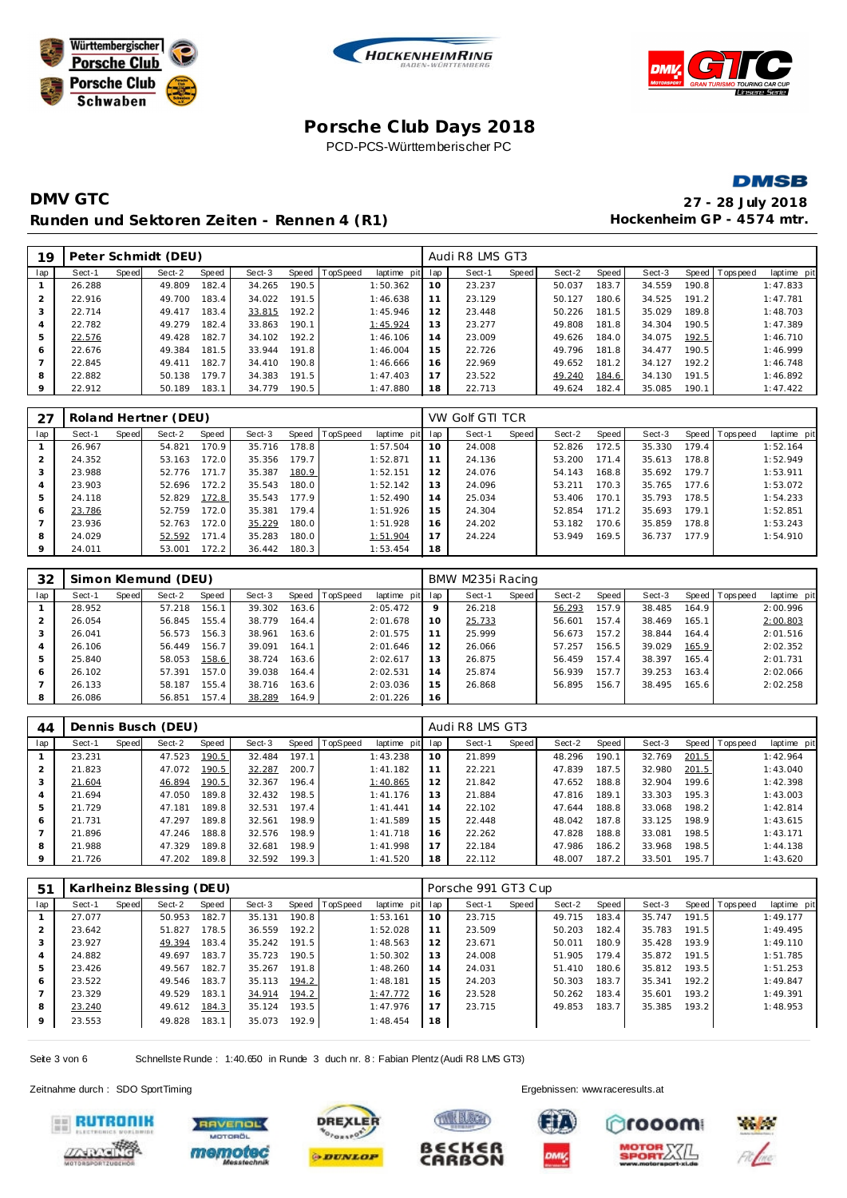# Porsche Club Days 2018

PCD-PCS-Württemberischer PC

## DMV GTC

**Runden und Sektoren Zeiten - Rennen 4 (R1)**

**27 - 28 July 2018**
**Hockenheim GP - 4574 mtr.**

| 19 | Peter Schmidt (DEU) | | | | | | | | Audi R8 LMS GT3 | | | | | | | | |
|---|---|---|---|---|---|---|---|---|---|---|---|---|---|---|---|---|---|
| lap | Sect-1 | Speed | Sect-2 | Speed | Sect-3 | Speed | TopSpeed | laptime pit | lap | Sect-1 | Speed | Sect-2 | Speed | Sect-3 | Speed | Topspeed | laptime pit |
| 1 | 26.288 | | 49.809 | 182.4 | 34.265 | 190.5 | | 1:50.362 | 10 | 23.237 | | 50.037 | 183.7 | 34.559 | 190.8 | | 1:47.833 |
| 2 | 22.916 | | 49.700 | 183.4 | 34.022 | 191.5 | | 1:46.638 | 11 | 23.129 | | 50.127 | 180.6 | 34.525 | 191.2 | | 1:47.781 |
| 3 | 22.714 | | 49.417 | 183.4 | 33.815 | 192.2 | | 1:45.946 | 12 | 23.448 | | 50.226 | 181.5 | 35.029 | 189.8 | | 1:48.703 |
| 4 | 22.782 | | 49.279 | 182.4 | 33.863 | 190.1 | | 1:45.924 | 13 | 23.277 | | 49.808 | 181.8 | 34.304 | 190.5 | | 1:47.389 |
| 5 | 22.576 | | 49.428 | 182.7 | 34.102 | 192.2 | | 1:46.106 | 14 | 23.009 | | 49.626 | 184.0 | 34.075 | 192.5 | | 1:46.710 |
| 6 | 22.676 | | 49.384 | 181.5 | 33.944 | 191.8 | | 1:46.004 | 15 | 22.726 | | 49.796 | 181.8 | 34.477 | 190.5 | | 1:46.999 |
| 7 | 22.845 | | 49.411 | 182.7 | 34.410 | 190.8 | | 1:46.666 | 16 | 22.969 | | 49.652 | 181.2 | 34.127 | 192.2 | | 1:46.748 |
| 8 | 22.882 | | 50.138 | 179.7 | 34.383 | 191.5 | | 1:47.403 | 17 | 23.522 | | 49.240 | 184.6 | 34.130 | 191.5 | | 1:46.892 |
| 9 | 22.912 | | 50.189 | 183.1 | 34.779 | 190.5 | | 1:47.880 | 18 | 22.713 | | 49.624 | 182.4 | 35.085 | 190.1 | | 1:47.422 |

| 27 | Roland Hertner (DEU) | | | | | | | | VW Golf GTI TCR | | | | | | | | |
|---|---|---|---|---|---|---|---|---|---|---|---|---|---|---|---|---|---|
| lap | Sect-1 | Speed | Sect-2 | Speed | Sect-3 | Speed | TopSpeed | laptime pit | lap | Sect-1 | Speed | Sect-2 | Speed | Sect-3 | Speed | Topspeed | laptime pit |
| 1 | 26.967 | | 54.821 | 170.9 | 35.716 | 178.8 | | 1:57.504 | 10 | 24.008 | | 52.826 | 172.5 | 35.330 | 179.4 | | 1:52.164 |
| 2 | 24.352 | | 53.163 | 172.0 | 35.356 | 179.7 | | 1:52.871 | 11 | 24.136 | | 53.200 | 171.4 | 35.613 | 178.8 | | 1:52.949 |
| 3 | 23.988 | | 52.776 | 171.7 | 35.387 | 180.9 | | 1:52.151 | 12 | 24.076 | | 54.143 | 168.8 | 35.692 | 179.7 | | 1:53.911 |
| 4 | 23.903 | | 52.696 | 172.2 | 35.543 | 180.0 | | 1:52.142 | 13 | 24.096 | | 53.211 | 170.3 | 35.765 | 177.6 | | 1:53.072 |
| 5 | 24.118 | | 52.829 | 172.8 | 35.543 | 177.9 | | 1:52.490 | 14 | 25.034 | | 53.406 | 170.1 | 35.793 | 178.5 | | 1:54.233 |
| 6 | 23.786 | | 52.759 | 172.0 | 35.381 | 179.4 | | 1:51.926 | 15 | 24.304 | | 52.854 | 171.2 | 35.693 | 179.1 | | 1:52.851 |
| 7 | 23.936 | | 52.763 | 172.0 | 35.229 | 180.0 | | 1:51.928 | 16 | 24.202 | | 53.182 | 170.6 | 35.859 | 178.8 | | 1:53.243 |
| 8 | 24.029 | | 52.592 | 171.4 | 35.283 | 180.0 | | 1:51.904 | 17 | 24.224 | | 53.949 | 169.5 | 36.737 | 177.9 | | 1:54.910 |
| 9 | 24.011 | | 53.001 | 172.2 | 36.442 | 180.3 | | 1:53.454 | 18 | | | | | | | | |

| 32 | Simon Klemund (DEU) | | | | | | | | BMW M235i Racing | | | | | | | | |
|---|---|---|---|---|---|---|---|---|---|---|---|---|---|---|---|---|---|
| lap | Sect-1 | Speed | Sect-2 | Speed | Sect-3 | Speed | TopSpeed | laptime pit | lap | Sect-1 | Speed | Sect-2 | Speed | Sect-3 | Speed | Topspeed | laptime pit |
| 1 | 28.952 | | 57.218 | 156.1 | 39.302 | 163.6 | | 2:05.472 | 9 | 26.218 | | 56.293 | 157.9 | 38.485 | 164.9 | | 2:00.996 |
| 2 | 26.054 | | 56.845 | 155.4 | 38.779 | 164.4 | | 2:01.678 | 10 | 25.733 | | 56.601 | 157.4 | 38.469 | 165.1 | | 2:00.803 |
| 3 | 26.041 | | 56.573 | 156.3 | 38.961 | 163.6 | | 2:01.575 | 11 | 25.999 | | 56.673 | 157.2 | 38.844 | 164.4 | | 2:01.516 |
| 4 | 26.106 | | 56.449 | 156.7 | 39.091 | 164.1 | | 2:01.646 | 12 | 26.066 | | 57.257 | 156.5 | 39.029 | 165.9 | | 2:02.352 |
| 5 | 25.840 | | 58.053 | 158.6 | 38.724 | 163.6 | | 2:02.617 | 13 | 26.875 | | 56.459 | 157.4 | 38.397 | 165.4 | | 2:01.731 |
| 6 | 26.102 | | 57.391 | 157.0 | 39.038 | 164.4 | | 2:02.531 | 14 | 25.874 | | 56.939 | 157.7 | 39.253 | 163.4 | | 2:02.066 |
| 7 | 26.133 | | 58.187 | 155.4 | 38.716 | 163.6 | | 2:03.036 | 15 | 26.868 | | 56.895 | 156.7 | 38.495 | 165.6 | | 2:02.258 |
| 8 | 26.086 | | 56.851 | 157.4 | 38.289 | 164.9 | | 2:01.226 | 16 | | | | | | | | |

| 44 | Dennis Busch (DEU) | | | | | | | | Audi R8 LMS GT3 | | | | | | | | |
|---|---|---|---|---|---|---|---|---|---|---|---|---|---|---|---|---|---|
| lap | Sect-1 | Speed | Sect-2 | Speed | Sect-3 | Speed | TopSpeed | laptime pit | lap | Sect-1 | Speed | Sect-2 | Speed | Sect-3 | Speed | Topspeed | laptime pit |
| 1 | 23.231 | | 47.523 | 190.5 | 32.484 | 197.1 | | 1:43.238 | 10 | 21.899 | | 48.296 | 190.1 | 32.769 | 201.5 | | 1:42.964 |
| 2 | 21.823 | | 47.072 | 190.5 | 32.287 | 200.7 | | 1:41.182 | 11 | 22.221 | | 47.839 | 187.5 | 32.980 | 201.5 | | 1:43.040 |
| 3 | 21.604 | | 46.894 | 190.5 | 32.367 | 196.4 | | 1:40.865 | 12 | 21.842 | | 47.652 | 188.8 | 32.904 | 199.6 | | 1:42.398 |
| 4 | 21.694 | | 47.050 | 189.8 | 32.432 | 198.5 | | 1:41.176 | 13 | 21.884 | | 47.816 | 189.1 | 33.303 | 195.3 | | 1:43.003 |
| 5 | 21.729 | | 47.181 | 189.8 | 32.531 | 197.4 | | 1:41.441 | 14 | 22.102 | | 47.644 | 188.8 | 33.068 | 198.2 | | 1:42.814 |
| 6 | 21.731 | | 47.297 | 189.8 | 32.561 | 198.9 | | 1:41.589 | 15 | 22.448 | | 48.042 | 187.8 | 33.125 | 198.9 | | 1:43.615 |
| 7 | 21.896 | | 47.246 | 188.8 | 32.576 | 198.9 | | 1:41.718 | 16 | 22.262 | | 47.828 | 188.8 | 33.081 | 198.5 | | 1:43.171 |
| 8 | 21.988 | | 47.329 | 189.8 | 32.681 | 198.9 | | 1:41.998 | 17 | 22.184 | | 47.986 | 186.2 | 33.968 | 198.5 | | 1:44.138 |
| 9 | 21.726 | | 47.202 | 189.8 | 32.592 | 199.3 | | 1:41.520 | 18 | 22.112 | | 48.007 | 187.2 | 33.501 | 195.7 | | 1:43.620 |

| 51 | Karlheinz Blessing (DEU) | | | | | | | | Porsche 991 GT3 Cup | | | | | | | | |
|---|---|---|---|---|---|---|---|---|---|---|---|---|---|---|---|---|---|
| lap | Sect-1 | Speed | Sect-2 | Speed | Sect-3 | Speed | TopSpeed | laptime pit | lap | Sect-1 | Speed | Sect-2 | Speed | Sect-3 | Speed | Topspeed | laptime pit |
| 1 | 27.077 | | 50.953 | 182.7 | 35.131 | 190.8 | | 1:53.161 | 10 | 23.715 | | 49.715 | 183.4 | 35.747 | 191.5 | | 1:49.177 |
| 2 | 23.642 | | 51.827 | 178.5 | 36.559 | 192.2 | | 1:52.028 | 11 | 23.509 | | 50.203 | 182.4 | 35.783 | 191.5 | | 1:49.495 |
| 3 | 23.927 | | 49.394 | 183.4 | 35.242 | 191.5 | | 1:48.563 | 12 | 23.671 | | 50.011 | 180.9 | 35.428 | 193.9 | | 1:49.110 |
| 4 | 24.882 | | 49.697 | 183.7 | 35.723 | 190.5 | | 1:50.302 | 13 | 24.008 | | 51.905 | 179.4 | 35.872 | 191.5 | | 1:51.785 |
| 5 | 23.426 | | 49.567 | 182.7 | 35.267 | 191.8 | | 1:48.260 | 14 | 24.031 | | 51.410 | 180.6 | 35.812 | 193.5 | | 1:51.253 |
| 6 | 23.522 | | 49.546 | 183.7 | 35.113 | 194.2 | | 1:48.181 | 15 | 24.203 | | 50.303 | 183.7 | 35.341 | 192.2 | | 1:49.847 |
| 7 | 23.329 | | 49.529 | 183.1 | 34.914 | 194.2 | | 1:47.772 | 16 | 23.528 | | 50.262 | 183.4 | 35.601 | 193.2 | | 1:49.391 |
| 8 | 23.240 | | 49.612 | 184.3 | 35.124 | 193.5 | | 1:47.976 | 17 | 23.715 | | 49.853 | 183.7 | 35.385 | 193.2 | | 1:48.953 |
| 9 | 23.553 | | 49.828 | 183.1 | 35.073 | 192.9 | | 1:48.454 | 18 | | | | | | | | |

Schnellste Runde : 1:40.650 in Runde 3 duch nr. 8 : Fabian Plentz (Audi R8 LMS GT3)

Zeitnahme durch : SDO SportTiming

Ergebnissen: www.raceresults.at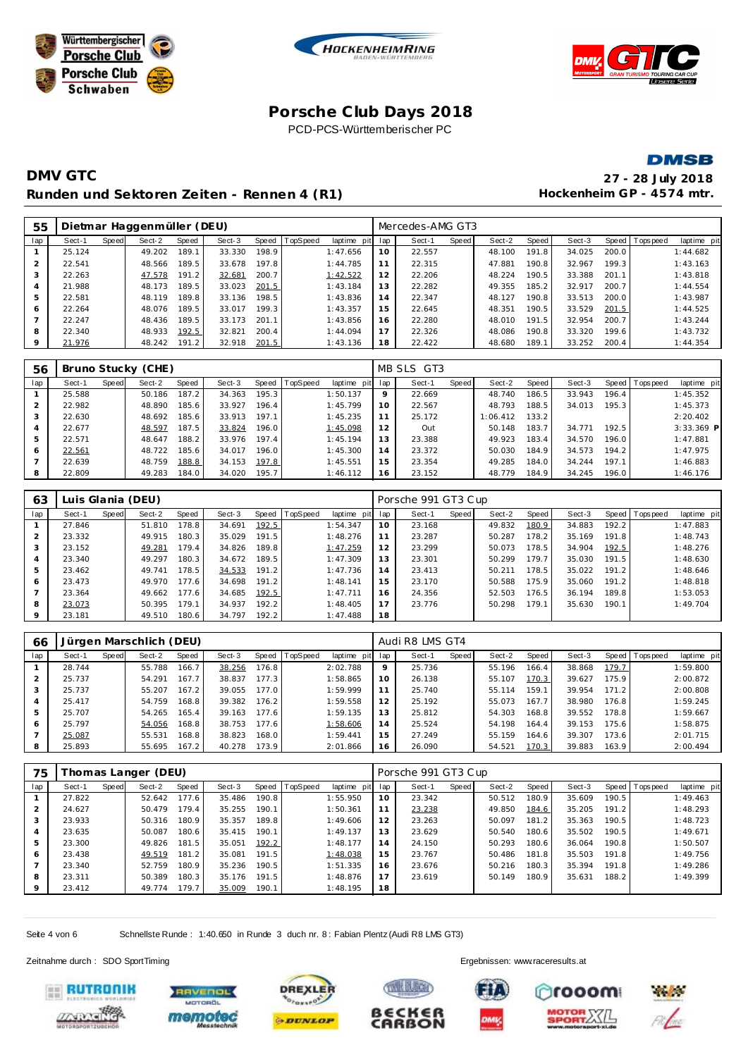# Porsche Club Days 2018

PCD-PCS-Württemberischer PC

## DMV GTC

**Runden und Sektoren Zeiten - Rennen 4 (R1)**

**27 - 28 July 2018**
**Hockenheim GP - 4574 mtr.**

### 55 Dietmar Haggenmüller (DEU) — Mercedes-AMG GT3

| lap | Sect-1 | Speed | Sect-2 | Speed | Sect-3 | Speed | TopSpeed | laptime | pit | lap | Sect-1 | Speed | Sect-2 | Speed | Sect-3 | Speed | Topspeed | laptime | pit |
|---|---|---|---|---|---|---|---|---|---|---|---|---|---|---|---|---|---|---|---|
| 1 | 25.124 | | 49.202 | 189.1 | 33.330 | 198.9 | | 1:47.656 | | 10 | 22.557 | | 48.100 | 191.8 | 34.025 | 200.0 | | 1:44.682 | |
| 2 | 22.541 | | 48.566 | 189.5 | 33.678 | 197.8 | | 1:44.785 | | 11 | 22.315 | | 47.881 | 190.8 | 32.967 | 199.3 | | 1:43.163 | |
| 3 | 22.263 | | 47.578 | 191.2 | 32.681 | 200.7 | | 1:42.522 | | 12 | 22.206 | | 48.224 | 190.5 | 33.388 | 201.1 | | 1:43.818 | |
| 4 | 21.988 | | 48.173 | 189.5 | 33.023 | 201.5 | | 1:43.184 | | 13 | 22.282 | | 49.355 | 185.2 | 32.917 | 200.7 | | 1:44.554 | |
| 5 | 22.581 | | 48.119 | 189.8 | 33.136 | 198.5 | | 1:43.836 | | 14 | 22.347 | | 48.127 | 190.8 | 33.513 | 200.0 | | 1:43.987 | |
| 6 | 22.264 | | 48.076 | 189.5 | 33.017 | 199.3 | | 1:43.357 | | 15 | 22.645 | | 48.351 | 190.5 | 33.529 | 201.5 | | 1:44.525 | |
| 7 | 22.247 | | 48.436 | 189.5 | 33.173 | 201.1 | | 1:43.856 | | 16 | 22.280 | | 48.010 | 191.5 | 32.954 | 200.7 | | 1:43.244 | |
| 8 | 22.340 | | 48.933 | 192.5 | 32.821 | 200.4 | | 1:44.094 | | 17 | 22.326 | | 48.086 | 190.8 | 33.320 | 199.6 | | 1:43.732 | |
| 9 | 21.976 | | 48.242 | 191.2 | 32.918 | 201.5 | | 1:43.136 | | 18 | 22.422 | | 48.680 | 189.1 | 33.252 | 200.4 | | 1:44.354 | |

### 56 Bruno Stucky (CHE) — MB SLS GT3

| lap | Sect-1 | Speed | Sect-2 | Speed | Sect-3 | Speed | TopSpeed | laptime | pit | lap | Sect-1 | Speed | Sect-2 | Speed | Sect-3 | Speed | Topspeed | laptime | pit |
|---|---|---|---|---|---|---|---|---|---|---|---|---|---|---|---|---|---|---|---|
| 1 | 25.588 | | 50.186 | 187.2 | 34.363 | 195.3 | | 1:50.137 | | 9 | 22.669 | | 48.740 | 186.5 | 33.943 | 196.4 | | 1:45.352 | |
| 2 | 22.982 | | 48.890 | 185.6 | 33.927 | 196.4 | | 1:45.799 | | 10 | 22.567 | | 48.793 | 188.5 | 34.013 | 195.3 | | 1:45.373 | |
| 3 | 22.630 | | 48.692 | 185.6 | 33.913 | 197.1 | | 1:45.235 | | 11 | 25.172 | | 1:06.412 | 133.2 | | | | 2:20.402 | |
| 4 | 22.677 | | 48.597 | 187.5 | 33.824 | 196.0 | | 1:45.098 | | 12 | Out | | 50.148 | 183.7 | 34.771 | 192.5 | | 3:33.369 | P |
| 5 | 22.571 | | 48.647 | 188.2 | 33.976 | 197.4 | | 1:45.194 | | 13 | 23.388 | | 49.923 | 183.4 | 34.570 | 196.0 | | 1:47.881 | |
| 6 | 22.561 | | 48.722 | 185.6 | 34.017 | 196.0 | | 1:45.300 | | 14 | 23.372 | | 50.030 | 184.9 | 34.573 | 194.2 | | 1:47.975 | |
| 7 | 22.639 | | 48.759 | 188.8 | 34.153 | 197.8 | | 1:45.551 | | 15 | 23.354 | | 49.285 | 184.0 | 34.244 | 197.1 | | 1:46.883 | |
| 8 | 22.809 | | 49.283 | 184.0 | 34.020 | 195.7 | | 1:46.112 | | 16 | 23.152 | | 48.779 | 184.9 | 34.245 | 196.0 | | 1:46.176 | |

### 63 Luis Glania (DEU) — Porsche 991 GT3 Cup

| lap | Sect-1 | Speed | Sect-2 | Speed | Sect-3 | Speed | TopSpeed | laptime | pit | lap | Sect-1 | Speed | Sect-2 | Speed | Sect-3 | Speed | Topspeed | laptime | pit |
|---|---|---|---|---|---|---|---|---|---|---|---|---|---|---|---|---|---|---|---|
| 1 | 27.846 | | 51.810 | 178.8 | 34.691 | 192.5 | | 1:54.347 | | 10 | 23.168 | | 49.832 | 180.9 | 34.883 | 192.2 | | 1:47.883 | |
| 2 | 23.332 | | 49.915 | 180.3 | 35.029 | 191.5 | | 1:48.276 | | 11 | 23.287 | | 50.287 | 178.2 | 35.169 | 191.8 | | 1:48.743 | |
| 3 | 23.152 | | 49.281 | 179.4 | 34.826 | 189.8 | | 1:47.259 | | 12 | 23.299 | | 50.073 | 178.5 | 34.904 | 192.5 | | 1:48.276 | |
| 4 | 23.340 | | 49.297 | 180.3 | 34.672 | 189.5 | | 1:47.309 | | 13 | 23.301 | | 50.299 | 179.7 | 35.030 | 191.5 | | 1:48.630 | |
| 5 | 23.462 | | 49.741 | 178.5 | 34.533 | 191.2 | | 1:47.736 | | 14 | 23.413 | | 50.211 | 178.5 | 35.022 | 191.2 | | 1:48.646 | |
| 6 | 23.473 | | 49.970 | 177.6 | 34.698 | 191.2 | | 1:48.141 | | 15 | 23.170 | | 50.588 | 175.9 | 35.060 | 191.2 | | 1:48.818 | |
| 7 | 23.364 | | 49.662 | 177.6 | 34.685 | 192.5 | | 1:47.711 | | 16 | 24.356 | | 52.503 | 176.5 | 36.194 | 189.8 | | 1:53.053 | |
| 8 | 23.073 | | 50.395 | 179.1 | 34.937 | 192.2 | | 1:48.405 | | 17 | 23.776 | | 50.298 | 179.1 | 35.630 | 190.1 | | 1:49.704 | |
| 9 | 23.181 | | 49.510 | 180.6 | 34.797 | 192.2 | | 1:47.488 | | 18 | | | | | | | | | |

### 66 Jürgen Marschlich (DEU) — Audi R8 LMS GT4

| lap | Sect-1 | Speed | Sect-2 | Speed | Sect-3 | Speed | TopSpeed | laptime | pit | lap | Sect-1 | Speed | Sect-2 | Speed | Sect-3 | Speed | Topspeed | laptime | pit |
|---|---|---|---|---|---|---|---|---|---|---|---|---|---|---|---|---|---|---|---|
| 1 | 28.744 | | 55.788 | 166.7 | 38.256 | 176.8 | | 2:02.788 | | 9 | 25.736 | | 55.196 | 166.4 | 38.868 | 179.7 | | 1:59.800 | |
| 2 | 25.737 | | 54.291 | 167.7 | 38.837 | 177.3 | | 1:58.865 | | 10 | 26.138 | | 55.107 | 170.3 | 39.627 | 175.9 | | 2:00.872 | |
| 3 | 25.737 | | 55.207 | 167.2 | 39.055 | 177.0 | | 1:59.999 | | 11 | 25.740 | | 55.114 | 159.1 | 39.954 | 171.2 | | 2:00.808 | |
| 4 | 25.417 | | 54.759 | 168.8 | 39.382 | 176.2 | | 1:59.558 | | 12 | 25.192 | | 55.073 | 167.7 | 38.980 | 176.8 | | 1:59.245 | |
| 5 | 25.707 | | 54.265 | 165.4 | 39.163 | 177.6 | | 1:59.135 | | 13 | 25.812 | | 54.303 | 168.8 | 39.552 | 178.8 | | 1:59.667 | |
| 6 | 25.797 | | 54.056 | 168.8 | 38.753 | 177.6 | | 1:58.606 | | 14 | 25.524 | | 54.198 | 164.4 | 39.153 | 175.6 | | 1:58.875 | |
| 7 | 25.087 | | 55.531 | 168.8 | 38.823 | 168.0 | | 1:59.441 | | 15 | 27.249 | | 55.159 | 164.6 | 39.307 | 173.6 | | 2:01.715 | |
| 8 | 25.893 | | 55.695 | 167.2 | 40.278 | 173.9 | | 2:01.866 | | 16 | 26.090 | | 54.521 | 170.3 | 39.883 | 163.9 | | 2:00.494 | |

### 75 Thomas Langer (DEU) — Porsche 991 GT3 Cup

| lap | Sect-1 | Speed | Sect-2 | Speed | Sect-3 | Speed | TopSpeed | laptime | pit | lap | Sect-1 | Speed | Sect-2 | Speed | Sect-3 | Speed | Topspeed | laptime | pit |
|---|---|---|---|---|---|---|---|---|---|---|---|---|---|---|---|---|---|---|---|
| 1 | 27.822 | | 52.642 | 177.6 | 35.486 | 190.8 | | 1:55.950 | | 10 | 23.342 | | 50.512 | 180.9 | 35.609 | 190.5 | | 1:49.463 | |
| 2 | 24.627 | | 50.479 | 179.4 | 35.255 | 190.1 | | 1:50.361 | | 11 | 23.238 | | 49.850 | 184.6 | 35.205 | 191.2 | | 1:48.293 | |
| 3 | 23.933 | | 50.316 | 180.9 | 35.357 | 189.8 | | 1:49.606 | | 12 | 23.263 | | 50.097 | 181.2 | 35.363 | 190.5 | | 1:48.723 | |
| 4 | 23.635 | | 50.087 | 180.6 | 35.415 | 190.1 | | 1:49.137 | | 13 | 23.629 | | 50.540 | 180.6 | 35.502 | 190.5 | | 1:49.671 | |
| 5 | 23.300 | | 49.826 | 181.5 | 35.051 | 192.2 | | 1:48.177 | | 14 | 24.150 | | 50.293 | 180.6 | 36.064 | 190.8 | | 1:50.507 | |
| 6 | 23.438 | | 49.519 | 181.2 | 35.081 | 191.5 | | 1:48.038 | | 15 | 23.767 | | 50.486 | 181.8 | 35.503 | 191.8 | | 1:49.756 | |
| 7 | 23.340 | | 52.759 | 180.9 | 35.236 | 190.5 | | 1:51.335 | | 16 | 23.676 | | 50.216 | 180.3 | 35.394 | 191.8 | | 1:49.286 | |
| 8 | 23.311 | | 50.389 | 180.3 | 35.176 | 191.5 | | 1:48.876 | | 17 | 23.619 | | 50.149 | 180.9 | 35.631 | 188.2 | | 1:49.399 | |
| 9 | 23.412 | | 49.774 | 179.7 | 35.009 | 190.1 | | 1:48.195 | | 18 | | | | | | | | | |

Schnellste Runde : 1:40.650 in Runde 3 duch nr. 8 : Fabian Plentz (Audi R8 LMS GT3)

Zeitnahme durch : SDO SportTiming

Ergebnissen: www.raceresults.at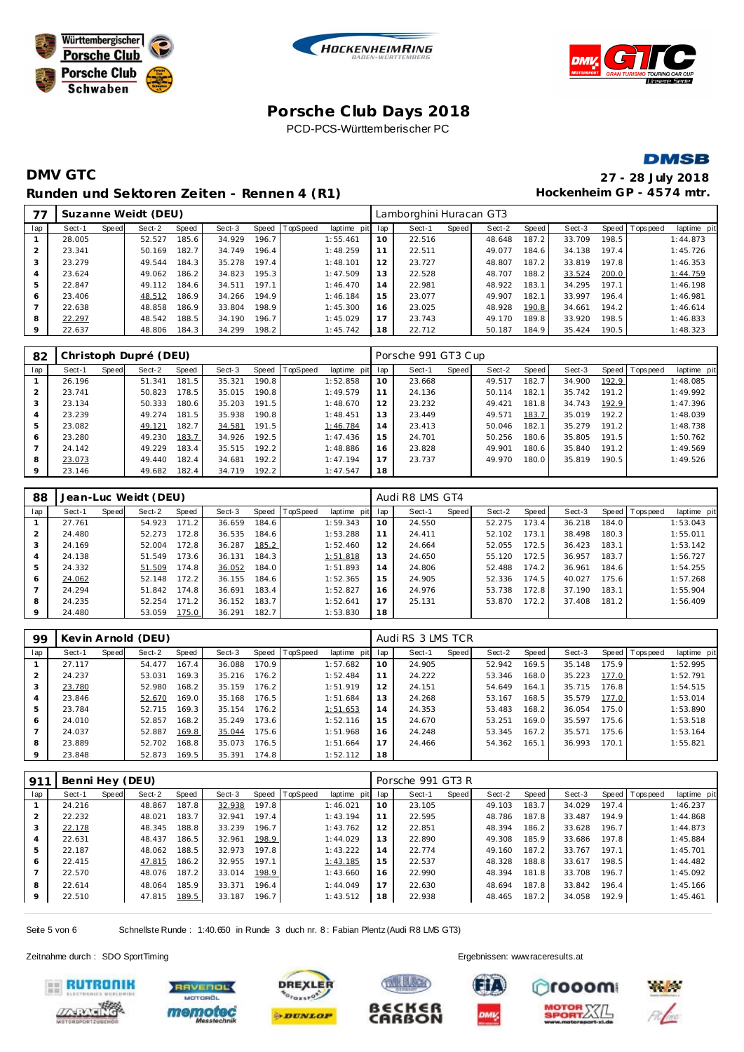# Porsche Club Days 2018

PCD-PCS-Württembergischer PC

## DMV GTC

**Runden und Sektoren Zeiten - Rennen 4 (R1)**

**27 - 28 July 2018**
**Hockenheim GP - 4574 mtr.**

### 77 Suzanne Weidt (DEU) — Lamborghini Huracan GT3

| lap | Sect-1 | Speed | Sect-2 | Speed | Sect-3 | Speed | TopSpeed | laptime pit | lap | Sect-1 | Speed | Sect-2 | Speed | Sect-3 | Speed | Topspeed | laptime pit |
|---|---|---|---|---|---|---|---|---|---|---|---|---|---|---|---|---|---|
| 1 | 28.005 | | 52.527 | 185.6 | 34.929 | 196.7 | | 1:55.461 | 10 | 22.516 | | 48.648 | 187.2 | 33.709 | 198.5 | | 1:44.873 |
| 2 | 23.341 | | 50.169 | 182.7 | 34.749 | 196.4 | | 1:48.259 | 11 | 22.511 | | 49.077 | 184.6 | 34.138 | 197.4 | | 1:45.726 |
| 3 | 23.279 | | 49.544 | 184.3 | 35.278 | 197.4 | | 1:48.101 | 12 | 23.727 | | 48.807 | 187.2 | 33.819 | 197.8 | | 1:46.353 |
| 4 | 23.624 | | 49.062 | 186.2 | 34.823 | 195.3 | | 1:47.509 | 13 | 22.528 | | 48.707 | 188.2 | 33.524 | 200.0 | | 1:44.759 |
| 5 | 22.847 | | 49.112 | 184.6 | 34.511 | 197.1 | | 1:46.470 | 14 | 22.981 | | 48.922 | 183.1 | 34.295 | 197.1 | | 1:46.198 |
| 6 | 23.406 | | 48.512 | 186.9 | 34.266 | 194.9 | | 1:46.184 | 15 | 23.077 | | 49.907 | 182.1 | 33.997 | 196.4 | | 1:46.981 |
| 7 | 22.638 | | 48.858 | 186.9 | 33.804 | 198.9 | | 1:45.300 | 16 | 23.025 | | 48.928 | 190.8 | 34.661 | 194.2 | | 1:46.614 |
| 8 | 22.297 | | 48.542 | 188.5 | 34.190 | 196.7 | | 1:45.029 | 17 | 23.743 | | 49.170 | 189.8 | 33.920 | 198.5 | | 1:46.833 |
| 9 | 22.637 | | 48.806 | 184.3 | 34.299 | 198.2 | | 1:45.742 | 18 | 22.712 | | 50.187 | 184.9 | 35.424 | 190.5 | | 1:48.323 |

### 82 Christoph Dupré (DEU) — Porsche 991 GT3 Cup

| lap | Sect-1 | Speed | Sect-2 | Speed | Sect-3 | Speed | TopSpeed | laptime pit | lap | Sect-1 | Speed | Sect-2 | Speed | Sect-3 | Speed | Topspeed | laptime pit |
|---|---|---|---|---|---|---|---|---|---|---|---|---|---|---|---|---|---|
| 1 | 26.196 | | 51.341 | 181.5 | 35.321 | 190.8 | | 1:52.858 | 10 | 23.668 | | 49.517 | 182.7 | 34.900 | 192.9 | | 1:48.085 |
| 2 | 23.741 | | 50.823 | 178.5 | 35.015 | 190.8 | | 1:49.579 | 11 | 24.136 | | 50.114 | 182.1 | 35.742 | 191.2 | | 1:49.992 |
| 3 | 23.134 | | 50.333 | 180.6 | 35.203 | 191.5 | | 1:48.670 | 12 | 23.232 | | 49.421 | 181.8 | 34.743 | 192.9 | | 1:47.396 |
| 4 | 23.239 | | 49.274 | 181.5 | 35.938 | 190.8 | | 1:48.451 | 13 | 23.449 | | 49.571 | 183.7 | 35.019 | 192.2 | | 1:48.039 |
| 5 | 23.082 | | 49.121 | 182.7 | 34.581 | 191.5 | | 1:46.784 | 14 | 23.413 | | 50.046 | 182.1 | 35.279 | 191.2 | | 1:48.738 |
| 6 | 23.280 | | 49.230 | 183.7 | 34.926 | 192.5 | | 1:47.436 | 15 | 24.701 | | 50.256 | 180.6 | 35.805 | 191.5 | | 1:50.762 |
| 7 | 24.142 | | 49.229 | 183.4 | 35.515 | 192.2 | | 1:48.886 | 16 | 23.828 | | 49.901 | 180.6 | 35.840 | 191.2 | | 1:49.569 |
| 8 | 23.073 | | 49.440 | 182.4 | 34.681 | 192.2 | | 1:47.194 | 17 | 23.737 | | 49.970 | 180.0 | 35.819 | 190.5 | | 1:49.526 |
| 9 | 23.146 | | 49.682 | 182.4 | 34.719 | 192.2 | | 1:47.547 | 18 | | | | | | | | |

### 88 Jean-Luc Weidt (DEU) — Audi R8 LMS GT4

| lap | Sect-1 | Speed | Sect-2 | Speed | Sect-3 | Speed | TopSpeed | laptime pit | lap | Sect-1 | Speed | Sect-2 | Speed | Sect-3 | Speed | Topspeed | laptime pit |
|---|---|---|---|---|---|---|---|---|---|---|---|---|---|---|---|---|---|
| 1 | 27.761 | | 54.923 | 171.2 | 36.659 | 184.6 | | 1:59.343 | 10 | 24.550 | | 52.275 | 173.4 | 36.218 | 184.0 | | 1:53.043 |
| 2 | 24.480 | | 52.273 | 172.8 | 36.535 | 184.6 | | 1:53.288 | 11 | 24.411 | | 52.102 | 173.1 | 38.498 | 180.3 | | 1:55.011 |
| 3 | 24.169 | | 52.004 | 172.8 | 36.287 | 185.2 | | 1:52.460 | 12 | 24.664 | | 52.055 | 172.5 | 36.423 | 183.1 | | 1:53.142 |
| 4 | 24.138 | | 51.549 | 173.6 | 36.131 | 184.3 | | 1:51.818 | 13 | 24.650 | | 55.120 | 172.5 | 36.957 | 183.7 | | 1:56.727 |
| 5 | 24.332 | | 51.509 | 174.8 | 36.052 | 184.0 | | 1:51.893 | 14 | 24.806 | | 52.488 | 174.2 | 36.961 | 184.6 | | 1:54.255 |
| 6 | 24.062 | | 52.148 | 172.2 | 36.155 | 184.6 | | 1:52.365 | 15 | 24.905 | | 52.336 | 174.5 | 40.027 | 175.6 | | 1:57.268 |
| 7 | 24.294 | | 51.842 | 174.8 | 36.691 | 183.4 | | 1:52.827 | 16 | 24.976 | | 53.738 | 172.8 | 37.190 | 183.1 | | 1:55.904 |
| 8 | 24.235 | | 52.254 | 171.2 | 36.152 | 183.7 | | 1:52.641 | 17 | 25.131 | | 53.870 | 172.2 | 37.408 | 181.2 | | 1:56.409 |
| 9 | 24.480 | | 53.059 | 175.0 | 36.291 | 182.7 | | 1:53.830 | 18 | | | | | | | | |

### 99 Kevin Arnold (DEU) — Audi RS 3 LMS TCR

| lap | Sect-1 | Speed | Sect-2 | Speed | Sect-3 | Speed | TopSpeed | laptime pit | lap | Sect-1 | Speed | Sect-2 | Speed | Sect-3 | Speed | Topspeed | laptime pit |
|---|---|---|---|---|---|---|---|---|---|---|---|---|---|---|---|---|---|
| 1 | 27.117 | | 54.477 | 167.4 | 36.088 | 170.9 | | 1:57.682 | 10 | 24.905 | | 52.942 | 169.5 | 35.148 | 175.9 | | 1:52.995 |
| 2 | 24.237 | | 53.031 | 169.3 | 35.216 | 176.2 | | 1:52.484 | 11 | 24.222 | | 53.346 | 168.0 | 35.223 | 177.0 | | 1:52.791 |
| 3 | 23.780 | | 52.980 | 168.2 | 35.159 | 176.2 | | 1:51.919 | 12 | 24.151 | | 54.649 | 164.1 | 35.715 | 176.8 | | 1:54.515 |
| 4 | 23.846 | | 52.670 | 169.0 | 35.168 | 176.5 | | 1:51.684 | 13 | 24.268 | | 53.167 | 168.5 | 35.579 | 177.0 | | 1:53.014 |
| 5 | 23.784 | | 52.715 | 169.3 | 35.154 | 176.2 | | 1:51.653 | 14 | 24.353 | | 53.483 | 168.2 | 36.054 | 175.0 | | 1:53.890 |
| 6 | 24.010 | | 52.857 | 168.2 | 35.249 | 173.6 | | 1:52.116 | 15 | 24.670 | | 53.251 | 169.0 | 35.597 | 175.6 | | 1:53.518 |
| 7 | 24.037 | | 52.887 | 169.8 | 35.044 | 175.6 | | 1:51.968 | 16 | 24.248 | | 53.345 | 167.2 | 35.571 | 175.6 | | 1:53.164 |
| 8 | 23.889 | | 52.702 | 168.8 | 35.073 | 176.5 | | 1:51.664 | 17 | 24.466 | | 54.362 | 165.1 | 36.993 | 170.1 | | 1:55.821 |
| 9 | 23.848 | | 52.873 | 169.5 | 35.391 | 174.8 | | 1:52.112 | 18 | | | | | | | | |

### 911 Benni Hey (DEU) — Porsche 991 GT3 R

| lap | Sect-1 | Speed | Sect-2 | Speed | Sect-3 | Speed | TopSpeed | laptime pit | lap | Sect-1 | Speed | Sect-2 | Speed | Sect-3 | Speed | Topspeed | laptime pit |
|---|---|---|---|---|---|---|---|---|---|---|---|---|---|---|---|---|---|
| 1 | 24.216 | | 48.867 | 187.8 | 32.938 | 197.8 | | 1:46.021 | 10 | 23.105 | | 49.103 | 183.7 | 34.029 | 197.4 | | 1:46.237 |
| 2 | 22.232 | | 48.021 | 183.7 | 32.941 | 197.4 | | 1:43.194 | 11 | 22.595 | | 48.786 | 187.8 | 33.487 | 194.9 | | 1:44.868 |
| 3 | 22.178 | | 48.345 | 188.8 | 33.239 | 196.7 | | 1:43.762 | 12 | 22.851 | | 48.394 | 186.2 | 33.628 | 196.7 | | 1:44.873 |
| 4 | 22.631 | | 48.437 | 186.5 | 32.961 | 198.9 | | 1:44.029 | 13 | 22.890 | | 49.308 | 185.9 | 33.686 | 197.8 | | 1:45.884 |
| 5 | 22.187 | | 48.062 | 188.5 | 32.973 | 197.8 | | 1:43.222 | 14 | 22.774 | | 49.160 | 187.2 | 33.767 | 197.1 | | 1:45.701 |
| 6 | 22.415 | | 47.815 | 186.2 | 32.955 | 197.1 | | 1:43.185 | 15 | 22.537 | | 48.328 | 188.8 | 33.617 | 198.5 | | 1:44.482 |
| 7 | 22.570 | | 48.076 | 187.2 | 33.014 | 198.9 | | 1:43.660 | 16 | 22.990 | | 48.394 | 181.8 | 33.708 | 196.7 | | 1:45.092 |
| 8 | 22.614 | | 48.064 | 185.9 | 33.371 | 196.4 | | 1:44.049 | 17 | 22.630 | | 48.694 | 187.8 | 33.842 | 196.4 | | 1:45.166 |
| 9 | 22.510 | | 47.815 | 189.5 | 33.187 | 196.7 | | 1:43.512 | 18 | 22.938 | | 48.465 | 187.2 | 34.058 | 192.9 | | 1:45.461 |

Schnellste Runde : 1:40.650 in Runde 3 duch nr. 8 : Fabian Plentz (Audi R8 LMS GT3)

Zeitnahme durch : SDO SportTiming

Ergebnissen: www.raceresults.at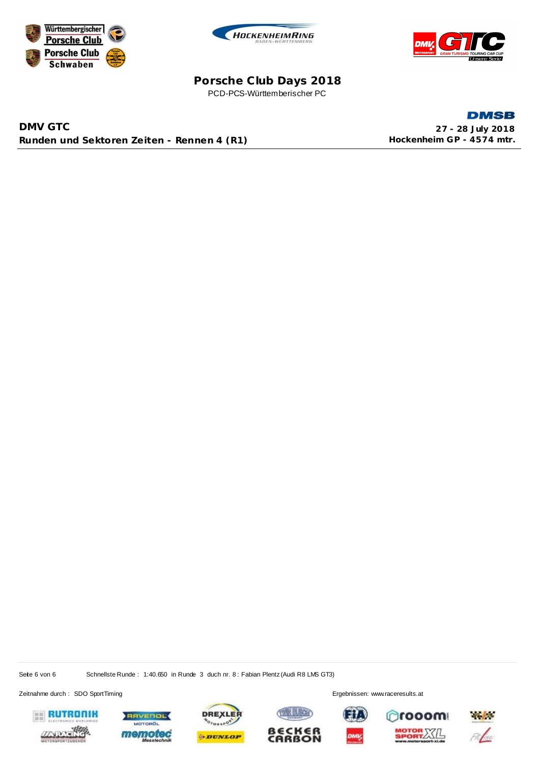# Porsche Club Days 2018

PCD-PCS-Württemberischer PC

**DMV GTC**

**Runden und Sektoren Zeiten - Rennen 4 (R1)**

**27 - 28 July 2018**

**Hockenheim GP - 4574 mtr.**

Schnellste Runde : 1:40.650 in Runde 3 duch nr. 8 : Fabian Plentz (Audi R8 LMS GT3)

Zeitnahme durch : SDO SportTiming

Ergebnissen: www.raceresults.at